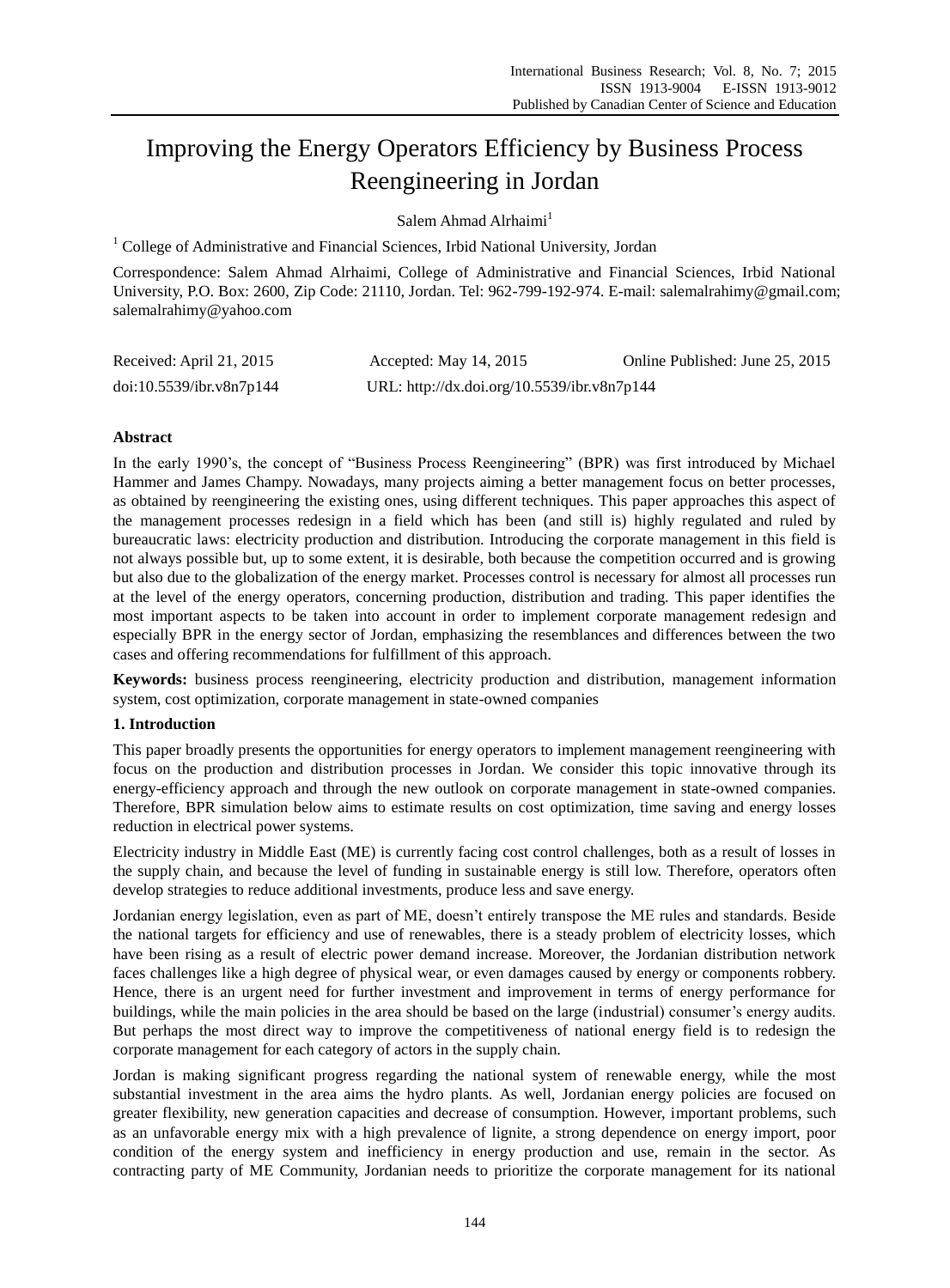# Improving the Energy Operators Efficiency by Business Process Reengineering in Jordan

Salem Ahmad Alrhaimi[1]

[1] College of Administrative and Financial Sciences, Irbid National University, Jordan

Correspondence: Salem Ahmad Alrhaimi, College of Administrative and Financial Sciences, Irbid National University, P.O. Box: 2600, Zip Code: 21110, Jordan. Tel: 962-799-192-974. E-mail: salemalrahimy@gmail.com; salemalrahimy@yahoo.com

Received: April 21, 2015 Accepted: May 14, 2015 Online Published: June 25, 2015

doi:10.5539/ibr.v8n7p144 URL: http://dx.doi.org/10.5539/ibr.v8n7p144

## Abstract

In the early 1990's, the concept of "Business Process Reengineering" (BPR) was first introduced by Michael Hammer and James Champy. Nowadays, many projects aiming a better management focus on better processes, as obtained by reengineering the existing ones, using different techniques. This paper approaches this aspect of the management processes redesign in a field which has been (and still is) highly regulated and ruled by bureaucratic laws: electricity production and distribution. Introducing the corporate management in this field is not always possible but, up to some extent, it is desirable, both because the competition occurred and is growing but also due to the globalization of the energy market. Processes control is necessary for almost all processes run at the level of the energy operators, concerning production, distribution and trading. This paper identifies the most important aspects to be taken into account in order to implement corporate management redesign and especially BPR in the energy sector of Jordan, emphasizing the resemblances and differences between the two cases and offering recommendations for fulfillment of this approach.

**Keywords:** business process reengineering, electricity production and distribution, management information system, cost optimization, corporate management in state-owned companies

## 1. Introduction

This paper broadly presents the opportunities for energy operators to implement management reengineering with focus on the production and distribution processes in Jordan. We consider this topic innovative through its energy-efficiency approach and through the new outlook on corporate management in state-owned companies. Therefore, BPR simulation below aims to estimate results on cost optimization, time saving and energy losses reduction in electrical power systems.

Electricity industry in Middle East (ME) is currently facing cost control challenges, both as a result of losses in the supply chain, and because the level of funding in sustainable energy is still low. Therefore, operators often develop strategies to reduce additional investments, produce less and save energy.

Jordanian energy legislation, even as part of ME, doesn't entirely transpose the ME rules and standards. Beside the national targets for efficiency and use of renewables, there is a steady problem of electricity losses, which have been rising as a result of electric power demand increase. Moreover, the Jordanian distribution network faces challenges like a high degree of physical wear, or even damages caused by energy or components robbery. Hence, there is an urgent need for further investment and improvement in terms of energy performance for buildings, while the main policies in the area should be based on the large (industrial) consumer's energy audits. But perhaps the most direct way to improve the competitiveness of national energy field is to redesign the corporate management for each category of actors in the supply chain.

Jordan is making significant progress regarding the national system of renewable energy, while the most substantial investment in the area aims the hydro plants. As well, Jordanian energy policies are focused on greater flexibility, new generation capacities and decrease of consumption. However, important problems, such as an unfavorable energy mix with a high prevalence of lignite, a strong dependence on energy import, poor condition of the energy system and inefficiency in energy production and use, remain in the sector. As contracting party of ME Community, Jordanian needs to prioritize the corporate management for its national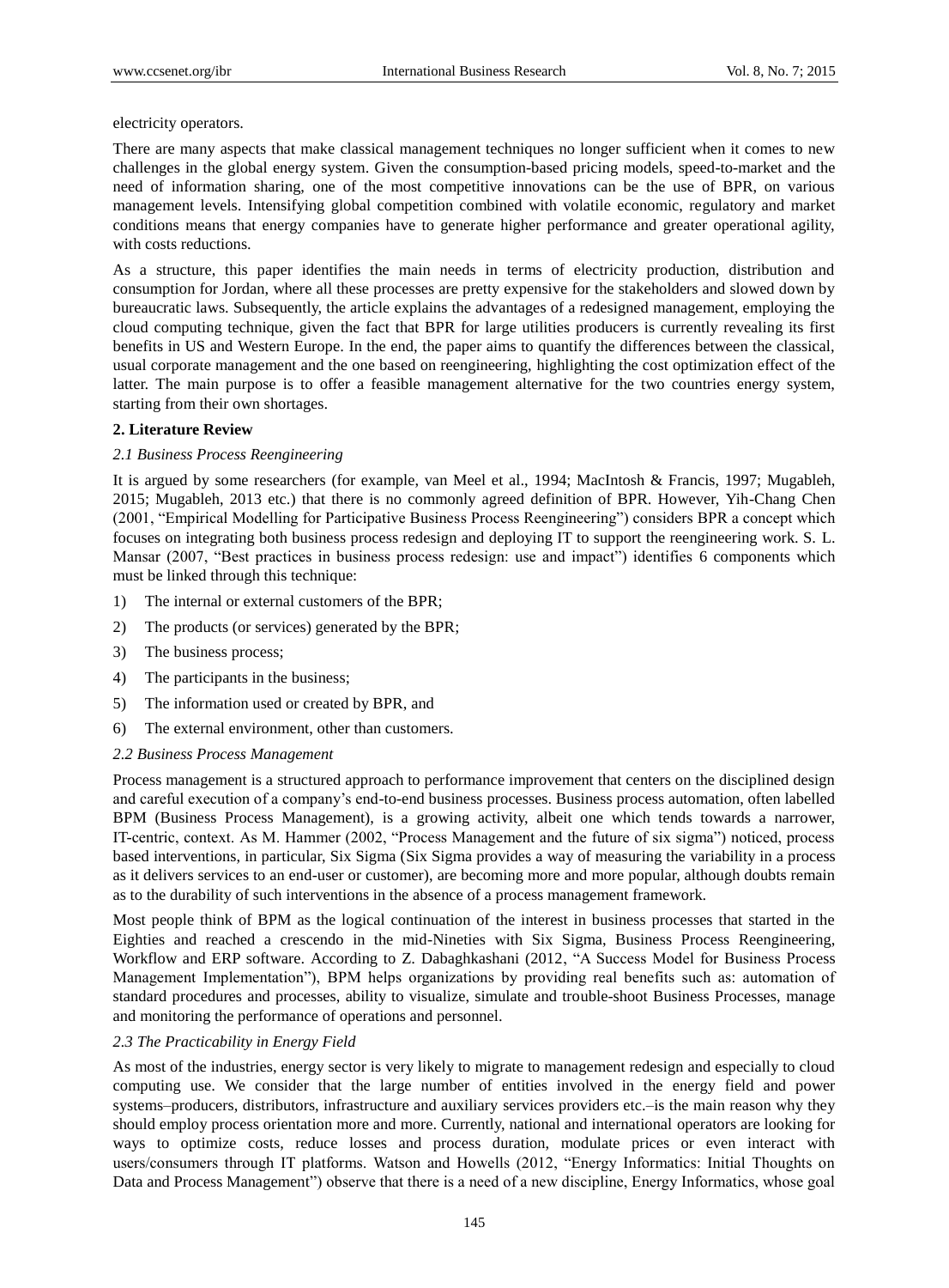electricity operators.

There are many aspects that make classical management techniques no longer sufficient when it comes to new challenges in the global energy system. Given the consumption-based pricing models, speed-to-market and the need of information sharing, one of the most competitive innovations can be the use of BPR, on various management levels. Intensifying global competition combined with volatile economic, regulatory and market conditions means that energy companies have to generate higher performance and greater operational agility, with costs reductions.

As a structure, this paper identifies the main needs in terms of electricity production, distribution and consumption for Jordan, where all these processes are pretty expensive for the stakeholders and slowed down by bureaucratic laws. Subsequently, the article explains the advantages of a redesigned management, employing the cloud computing technique, given the fact that BPR for large utilities producers is currently revealing its first benefits in US and Western Europe. In the end, the paper aims to quantify the differences between the classical, usual corporate management and the one based on reengineering, highlighting the cost optimization effect of the latter. The main purpose is to offer a feasible management alternative for the two countries energy system, starting from their own shortages.

## 2. Literature Review

### *2.1 Business Process Reengineering*

It is argued by some researchers (for example, van Meel et al., 1994; MacIntosh & Francis, 1997; Mugableh, 2015; Mugableh, 2013 etc.) that there is no commonly agreed definition of BPR. However, Yih-Chang Chen (2001, "Empirical Modelling for Participative Business Process Reengineering") considers BPR a concept which focuses on integrating both business process redesign and deploying IT to support the reengineering work. S. L. Mansar (2007, "Best practices in business process redesign: use and impact") identifies 6 components which must be linked through this technique:

1) The internal or external customers of the BPR;
2) The products (or services) generated by the BPR;
3) The business process;
4) The participants in the business;
5) The information used or created by BPR, and
6) The external environment, other than customers.

### *2.2 Business Process Management*

Process management is a structured approach to performance improvement that centers on the disciplined design and careful execution of a company's end-to-end business processes. Business process automation, often labelled BPM (Business Process Management), is a growing activity, albeit one which tends towards a narrower, IT-centric, context. As M. Hammer (2002, "Process Management and the future of six sigma") noticed, process based interventions, in particular, Six Sigma (Six Sigma provides a way of measuring the variability in a process as it delivers services to an end-user or customer), are becoming more and more popular, although doubts remain as to the durability of such interventions in the absence of a process management framework.

Most people think of BPM as the logical continuation of the interest in business processes that started in the Eighties and reached a crescendo in the mid-Nineties with Six Sigma, Business Process Reengineering, Workflow and ERP software. According to Z. Dabaghkashani (2012, "A Success Model for Business Process Management Implementation"), BPM helps organizations by providing real benefits such as: automation of standard procedures and processes, ability to visualize, simulate and trouble-shoot Business Processes, manage and monitoring the performance of operations and personnel.

### *2.3 The Practicability in Energy Field*

As most of the industries, energy sector is very likely to migrate to management redesign and especially to cloud computing use. We consider that the large number of entities involved in the energy field and power systems–producers, distributors, infrastructure and auxiliary services providers etc.–is the main reason why they should employ process orientation more and more. Currently, national and international operators are looking for ways to optimize costs, reduce losses and process duration, modulate prices or even interact with users/consumers through IT platforms. Watson and Howells (2012, "Energy Informatics: Initial Thoughts on Data and Process Management") observe that there is a need of a new discipline, Energy Informatics, whose goal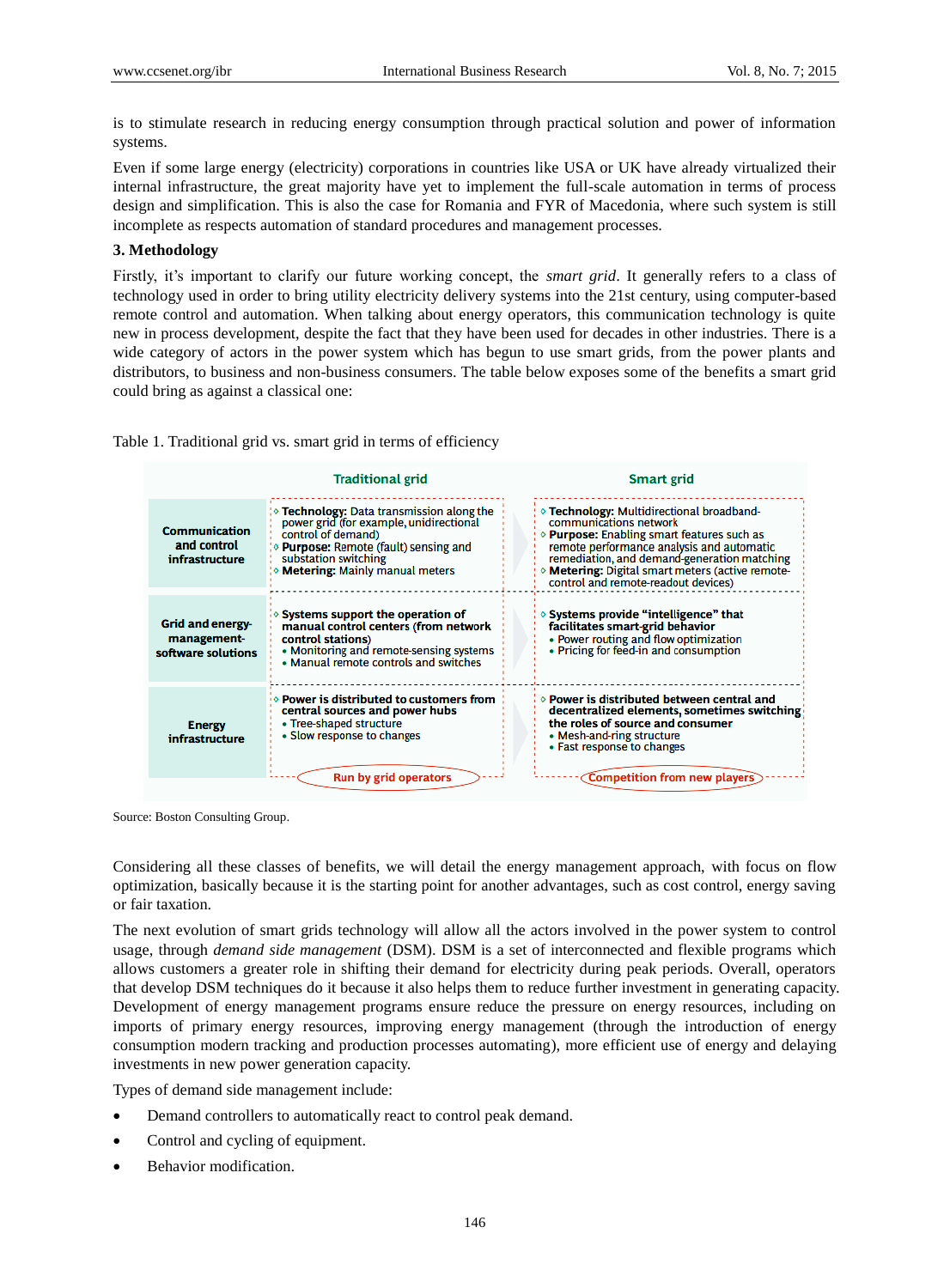is to stimulate research in reducing energy consumption through practical solution and power of information systems.

Even if some large energy (electricity) corporations in countries like USA or UK have already virtualized their internal infrastructure, the great majority have yet to implement the full-scale automation in terms of process design and simplification. This is also the case for Romania and FYR of Macedonia, where such system is still incomplete as respects automation of standard procedures and management processes.

## 3. Methodology

Firstly, it's important to clarify our future working concept, the *smart grid*. It generally refers to a class of technology used in order to bring utility electricity delivery systems into the 21st century, using computer-based remote control and automation. When talking about energy operators, this communication technology is quite new in process development, despite the fact that they have been used for decades in other industries. There is a wide category of actors in the power system which has begun to use smart grids, from the power plants and distributors, to business and non-business consumers. The table below exposes some of the benefits a smart grid could bring as against a classical one:

Table 1. Traditional grid vs. smart grid in terms of efficiency

| | Traditional grid | Smart grid |
|---|---|---|
| Communication and control infrastructure | ◊ **Technology:** Data transmission along the power grid (for example, unidirectional control of demand)<br>◊ **Purpose:** Remote (fault) sensing and substation switching<br>◊ **Metering:** Mainly manual meters | ◊ **Technology:** Multidirectional broadband-communications network<br>◊ **Purpose:** Enabling smart features such as remote performance analysis and automatic remediation, and demand-generation matching<br>◊ **Metering:** Digital smart meters (active remote-control and remote-readout devices) |
| Grid and energy-management-software solutions | ◊ **Systems support the operation of manual control centers (from network control stations)**<br>• Monitoring and remote-sensing systems<br>• Manual remote controls and switches | ◊ **Systems provide "intelligence" that facilitates smart-grid behavior**<br>• Power routing and flow optimization<br>• Pricing for feed-in and consumption |
| Energy infrastructure | ◊ **Power is distributed to customers from central sources and power hubs**<br>• Tree-shaped structure<br>• Slow response to changes | ◊ **Power is distributed between central and decentralized elements, sometimes switching the roles of source and consumer**<br>• Mesh-and-ring structure<br>• Fast response to changes |
| | Run by grid operators | Competition from new players |

Source: Boston Consulting Group.

Considering all these classes of benefits, we will detail the energy management approach, with focus on flow optimization, basically because it is the starting point for another advantages, such as cost control, energy saving or fair taxation.

The next evolution of smart grids technology will allow all the actors involved in the power system to control usage, through *demand side management* (DSM). DSM is a set of interconnected and flexible programs which allows customers a greater role in shifting their demand for electricity during peak periods. Overall, operators that develop DSM techniques do it because it also helps them to reduce further investment in generating capacity. Development of energy management programs ensure reduce the pressure on energy resources, including on imports of primary energy resources, improving energy management (through the introduction of energy consumption modern tracking and production processes automating), more efficient use of energy and delaying investments in new power generation capacity.

Types of demand side management include:

- Demand controllers to automatically react to control peak demand.
- Control and cycling of equipment.
- Behavior modification.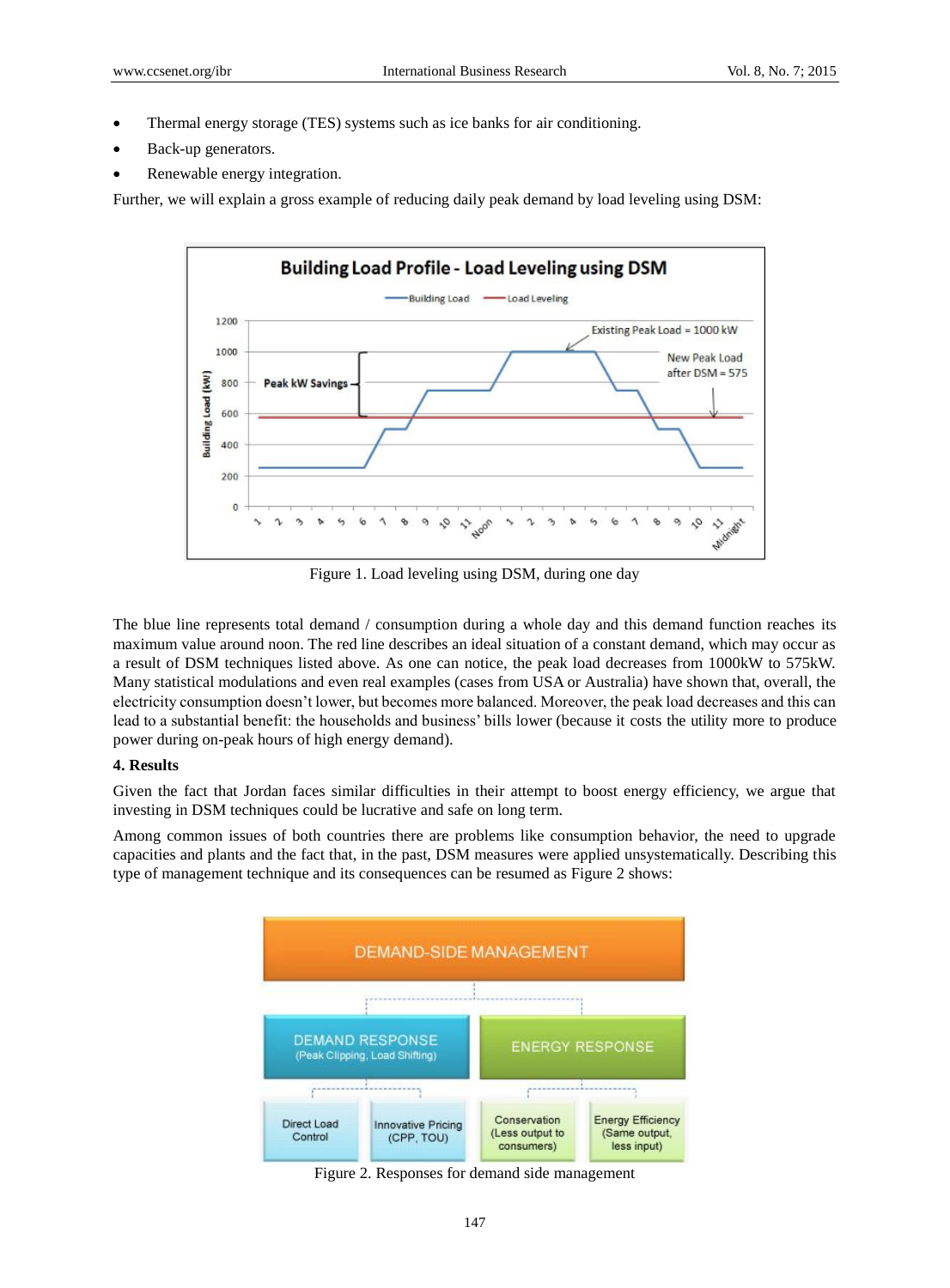- Thermal energy storage (TES) systems such as ice banks for air conditioning.
- Back-up generators.
- Renewable energy integration.

Further, we will explain a gross example of reducing daily peak demand by load leveling using DSM:

Figure 1. Load leveling using DSM, during one day

The blue line represents total demand / consumption during a whole day and this demand function reaches its maximum value around noon. The red line describes an ideal situation of a constant demand, which may occur as a result of DSM techniques listed above. As one can notice, the peak load decreases from 1000kW to 575kW. Many statistical modulations and even real examples (cases from USA or Australia) have shown that, overall, the electricity consumption doesn't lower, but becomes more balanced. Moreover, the peak load decreases and this can lead to a substantial benefit: the households and business' bills lower (because it costs the utility more to produce power during on-peak hours of high energy demand).

**4. Results**

Given the fact that Jordan faces similar difficulties in their attempt to boost energy efficiency, we argue that investing in DSM techniques could be lucrative and safe on long term.

Among common issues of both countries there are problems like consumption behavior, the need to upgrade capacities and plants and the fact that, in the past, DSM measures were applied unsystematically. Describing this type of management technique and its consequences can be resumed as Figure 2 shows:

Figure 2. Responses for demand side management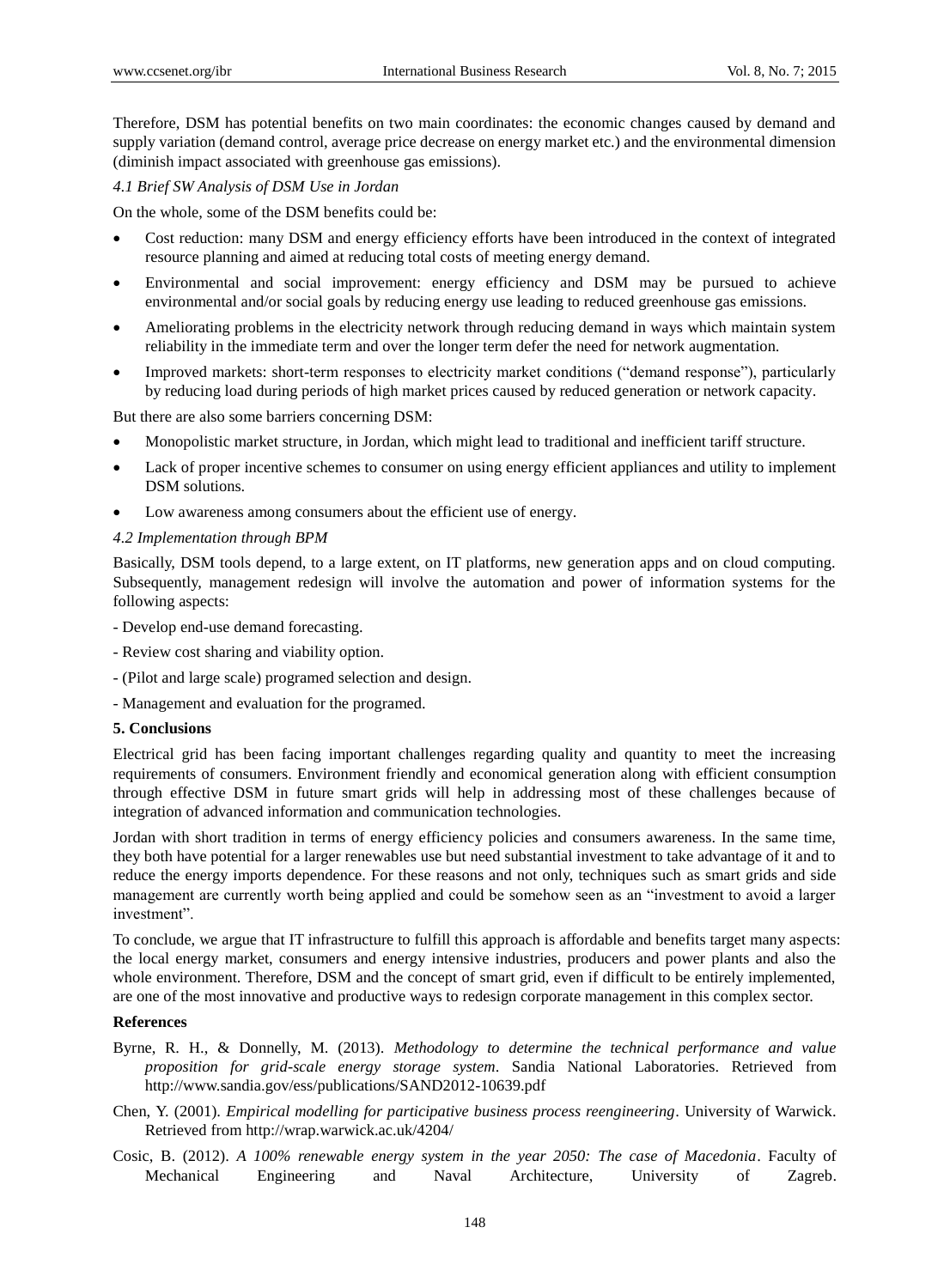Therefore, DSM has potential benefits on two main coordinates: the economic changes caused by demand and supply variation (demand control, average price decrease on energy market etc.) and the environmental dimension (diminish impact associated with greenhouse gas emissions).

### *4.1 Brief SW Analysis of DSM Use in Jordan*

On the whole, some of the DSM benefits could be:

- Cost reduction: many DSM and energy efficiency efforts have been introduced in the context of integrated resource planning and aimed at reducing total costs of meeting energy demand.
- Environmental and social improvement: energy efficiency and DSM may be pursued to achieve environmental and/or social goals by reducing energy use leading to reduced greenhouse gas emissions.
- Ameliorating problems in the electricity network through reducing demand in ways which maintain system reliability in the immediate term and over the longer term defer the need for network augmentation.
- Improved markets: short-term responses to electricity market conditions ("demand response"), particularly by reducing load during periods of high market prices caused by reduced generation or network capacity.

But there are also some barriers concerning DSM:

- Monopolistic market structure, in Jordan, which might lead to traditional and inefficient tariff structure.
- Lack of proper incentive schemes to consumer on using energy efficient appliances and utility to implement DSM solutions.
- Low awareness among consumers about the efficient use of energy.

### *4.2 Implementation through BPM*

Basically, DSM tools depend, to a large extent, on IT platforms, new generation apps and on cloud computing. Subsequently, management redesign will involve the automation and power of information systems for the following aspects:

- Develop end-use demand forecasting.
- Review cost sharing and viability option.
- (Pilot and large scale) programed selection and design.
- Management and evaluation for the programed.

## 5. Conclusions

Electrical grid has been facing important challenges regarding quality and quantity to meet the increasing requirements of consumers. Environment friendly and economical generation along with efficient consumption through effective DSM in future smart grids will help in addressing most of these challenges because of integration of advanced information and communication technologies.

Jordan with short tradition in terms of energy efficiency policies and consumers awareness. In the same time, they both have potential for a larger renewables use but need substantial investment to take advantage of it and to reduce the energy imports dependence. For these reasons and not only, techniques such as smart grids and side management are currently worth being applied and could be somehow seen as an "investment to avoid a larger investment".

To conclude, we argue that IT infrastructure to fulfill this approach is affordable and benefits target many aspects: the local energy market, consumers and energy intensive industries, producers and power plants and also the whole environment. Therefore, DSM and the concept of smart grid, even if difficult to be entirely implemented, are one of the most innovative and productive ways to redesign corporate management in this complex sector.

## References

Byrne, R. H., & Donnelly, M. (2013). *Methodology to determine the technical performance and value proposition for grid-scale energy storage system*. Sandia National Laboratories. Retrieved from http://www.sandia.gov/ess/publications/SAND2012-10639.pdf

Chen, Y. (2001). *Empirical modelling for participative business process reengineering*. University of Warwick. Retrieved from http://wrap.warwick.ac.uk/4204/

Cosic, B. (2012). *A 100% renewable energy system in the year 2050: The case of Macedonia*. Faculty of Mechanical Engineering and Naval Architecture, University of Zagreb.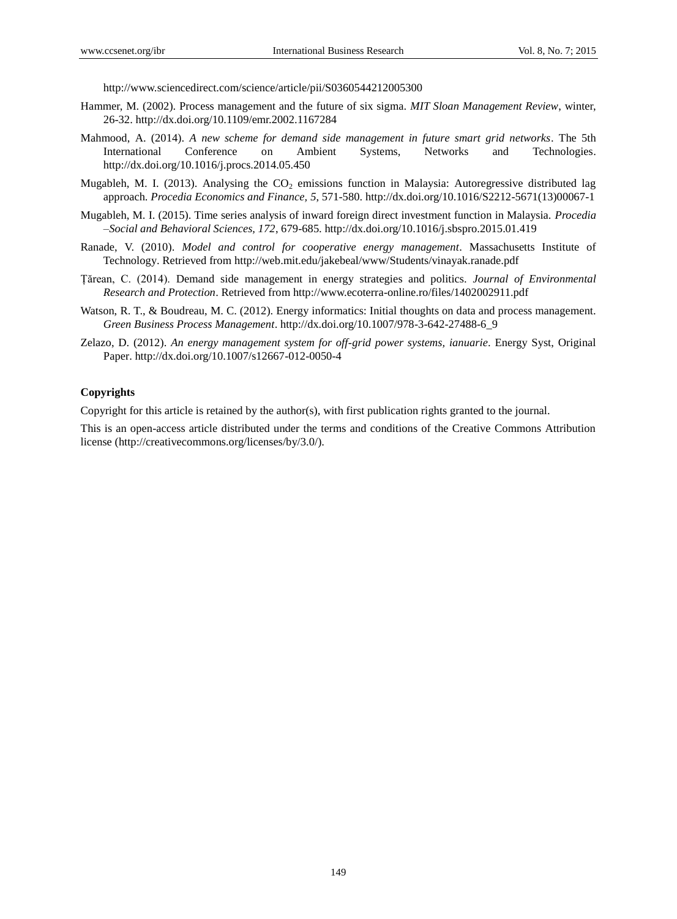http://www.sciencedirect.com/science/article/pii/S0360544212005300

Hammer, M. (2002). Process management and the future of six sigma. *MIT Sloan Management Review*, winter, 26-32. http://dx.doi.org/10.1109/emr.2002.1167284

Mahmood, A. (2014). *A new scheme for demand side management in future smart grid networks*. The 5th International Conference on Ambient Systems, Networks and Technologies. http://dx.doi.org/10.1016/j.procs.2014.05.450

Mugableh, M. I. (2013). Analysing the $CO_2$ emissions function in Malaysia: Autoregressive distributed lag approach. *Procedia Economics and Finance, 5*, 571-580. http://dx.doi.org/10.1016/S2212-5671(13)00067-1

Mugableh, M. I. (2015). Time series analysis of inward foreign direct investment function in Malaysia. *Procedia –Social and Behavioral Sciences, 172*, 679-685. http://dx.doi.org/10.1016/j.sbspro.2015.01.419

Ranade, V. (2010). *Model and control for cooperative energy management*. Massachusetts Institute of Technology. Retrieved from http://web.mit.edu/jakebeal/www/Students/vinayak.ranade.pdf

Țărean, C. (2014). Demand side management in energy strategies and politics. *Journal of Environmental Research and Protection*. Retrieved from http://www.ecoterra-online.ro/files/1402002911.pdf

Watson, R. T., & Boudreau, M. C. (2012). Energy informatics: Initial thoughts on data and process management. *Green Business Process Management*. http://dx.doi.org/10.1007/978-3-642-27488-6_9

Zelazo, D. (2012). *An energy management system for off-grid power systems, ianuarie*. Energy Syst, Original Paper. http://dx.doi.org/10.1007/s12667-012-0050-4

**Copyrights**

Copyright for this article is retained by the author(s), with first publication rights granted to the journal.

This is an open-access article distributed under the terms and conditions of the Creative Commons Attribution license (http://creativecommons.org/licenses/by/3.0/).